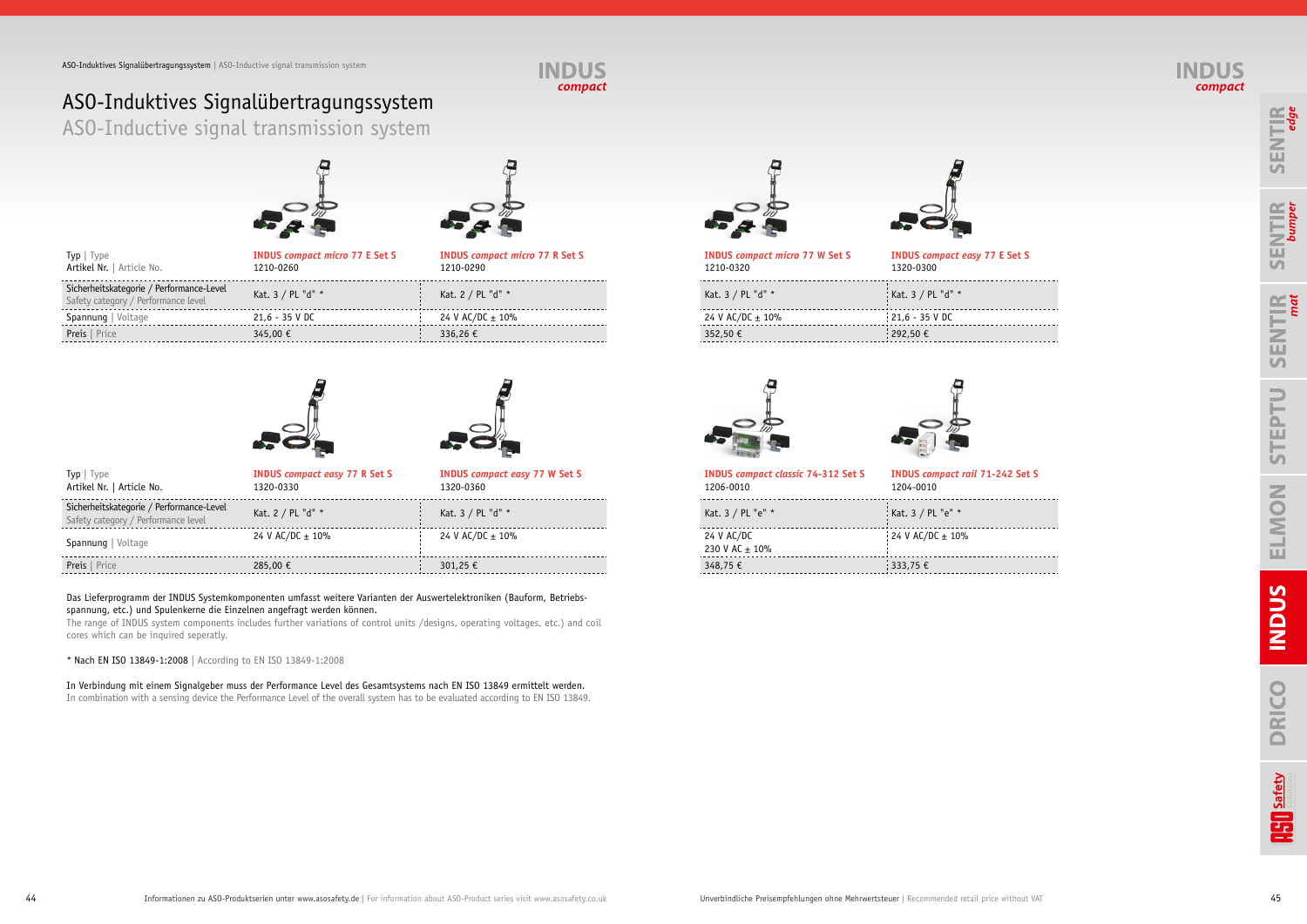# ASO-Induktives Signalübertragungssystem

## ASO-Inductive signal transmission system

| Typ \| Type<br>Artikel Nr. \| Article No. | *INDUS compact micro 77 E Set S*<br>1210-0260 | *INDUS compact micro 77 R Set S*<br>1210-0290 | *INDUS compact micro 77 W Set S*<br>1210-0320 | *INDUS compact easy 77 E Set S*<br>1320-0300 |
|---|---|---|---|---|
| Sicherheitskategorie / Performance-Level<br>Safety category / Performance level | Kat. 3 / PL "d" * | Kat. 2 / PL "d" * | Kat. 3 / PL "d" * | Kat. 3 / PL "d" * |
| Spannung \| Voltage | 21,6 - 35 V DC | 24 V AC/DC ± 10% | 24 V AC/DC ± 10% | 21,6 - 35 V DC |
| Preis \| Price | 345,00 € | 336,26 € | 352,50 € | 292,50 € |

| Typ \| Type<br>Artikel Nr. \| Article No. | *INDUS compact easy 77 R Set S*<br>1320-0330 | *INDUS compact easy 77 W Set S*<br>1320-0360 | *INDUS compact classic 74-312 Set S*<br>1206-0010 | *INDUS compact rail 71-242 Set S*<br>1204-0010 |
|---|---|---|---|---|
| Sicherheitskategorie / Performance-Level<br>Safety category / Performance level | Kat. 2 / PL "d" * | Kat. 3 / PL "d" * | Kat. 3 / PL "e" * | Kat. 3 / PL "e" * |
| Spannung \| Voltage | 24 V AC/DC ± 10% | 24 V AC/DC ± 10% | 24 V AC/DC<br>230 V AC ± 10% | 24 V AC/DC ± 10% |
| Preis \| Price | 285,00 € | 301,25 € | 348,75 € | 333,75 € |

Das Lieferprogramm der INDUS Systemkomponenten umfasst weitere Varianten der Auswertelektroniken (Bauform, Betriebsspannung, etc.) und Spulenkerne die Einzelnen angefragt werden können.
The range of INDUS system components includes further variations of control units /designs, operating voltages, etc.) and coil cores which can be inquired seperatly.

* Nach EN ISO 13849-1:2008 | According to EN ISO 13849-1:2008

In Verbindung mit einem Signalgeber muss der Performance Level des Gesamtsystems nach EN ISO 13849 ermittelt werden.
In combination with a sensing device the Performance Level of the overall system has to be evaluated according to EN ISO 13849.

Unverbindliche Preisempfehlungen ohne Mehrwertsteuer | Recommended retail price without VAT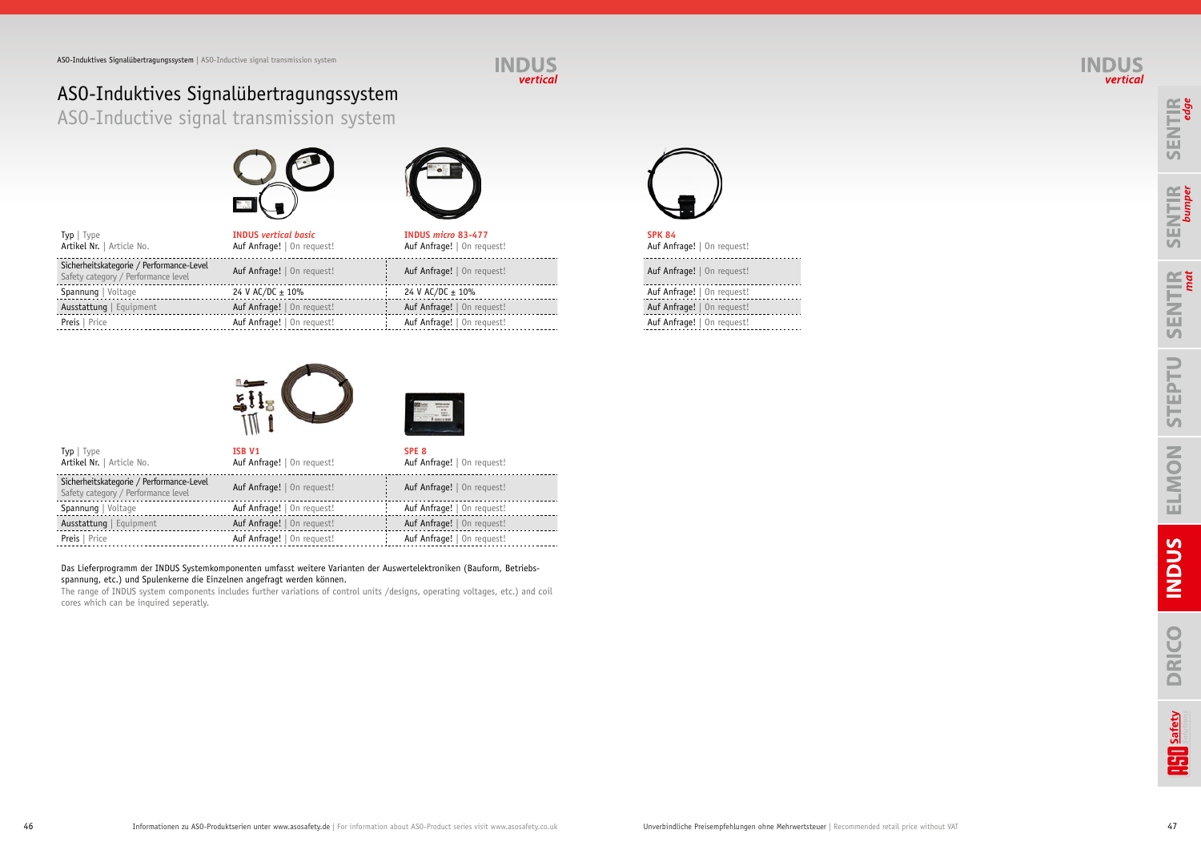# ASO-Induktives Signalübertragungssystem

ASO-Inductive signal transmission system

| Typ \| Type<br>Artikel Nr. \| Article No. | INDUS *vertical basic*<br>Auf Anfrage! \| On request! | INDUS *micro* 83-477<br>Auf Anfrage! \| On request! | SPK 84<br>Auf Anfrage! \| On request! |
|---|---|---|---|
| Sicherheitskategorie / Performance-Level<br>Safety category / Performance level | Auf Anfrage! \| On request! | Auf Anfrage! \| On request! | Auf Anfrage! \| On request! |
| Spannung \| Voltage | 24 V AC/DC ± 10% | 24 V AC/DC ± 10% | Auf Anfrage! \| On request! |
| Ausstattung \| Equipment | Auf Anfrage! \| On request! | Auf Anfrage! \| On request! | Auf Anfrage! \| On request! |
| Preis \| Price | Auf Anfrage! \| On request! | Auf Anfrage! \| On request! | Auf Anfrage! \| On request! |

| Typ \| Type<br>Artikel Nr. \| Article No. | ISB V1<br>Auf Anfrage! \| On request! | SPE 8<br>Auf Anfrage! \| On request! |
|---|---|---|
| Sicherheitskategorie / Performance-Level<br>Safety category / Performance level | Auf Anfrage! \| On request! | Auf Anfrage! \| On request! |
| Spannung \| Voltage | Auf Anfrage! \| On request! | Auf Anfrage! \| On request! |
| Ausstattung \| Equipment | Auf Anfrage! \| On request! | Auf Anfrage! \| On request! |
| Preis \| Price | Auf Anfrage! \| On request! | Auf Anfrage! \| On request! |

Das Lieferprogramm der INDUS Systemkomponenten umfasst weitere Varianten der Auswertelektroniken (Bauform, Betriebsspannung, etc.) und Spulenkerne die Einzelnen angefragt werden können.

The range of INDUS system components includes further variations of control units /designs, operating voltages, etc.) and coil cores which can be inquired seperatly.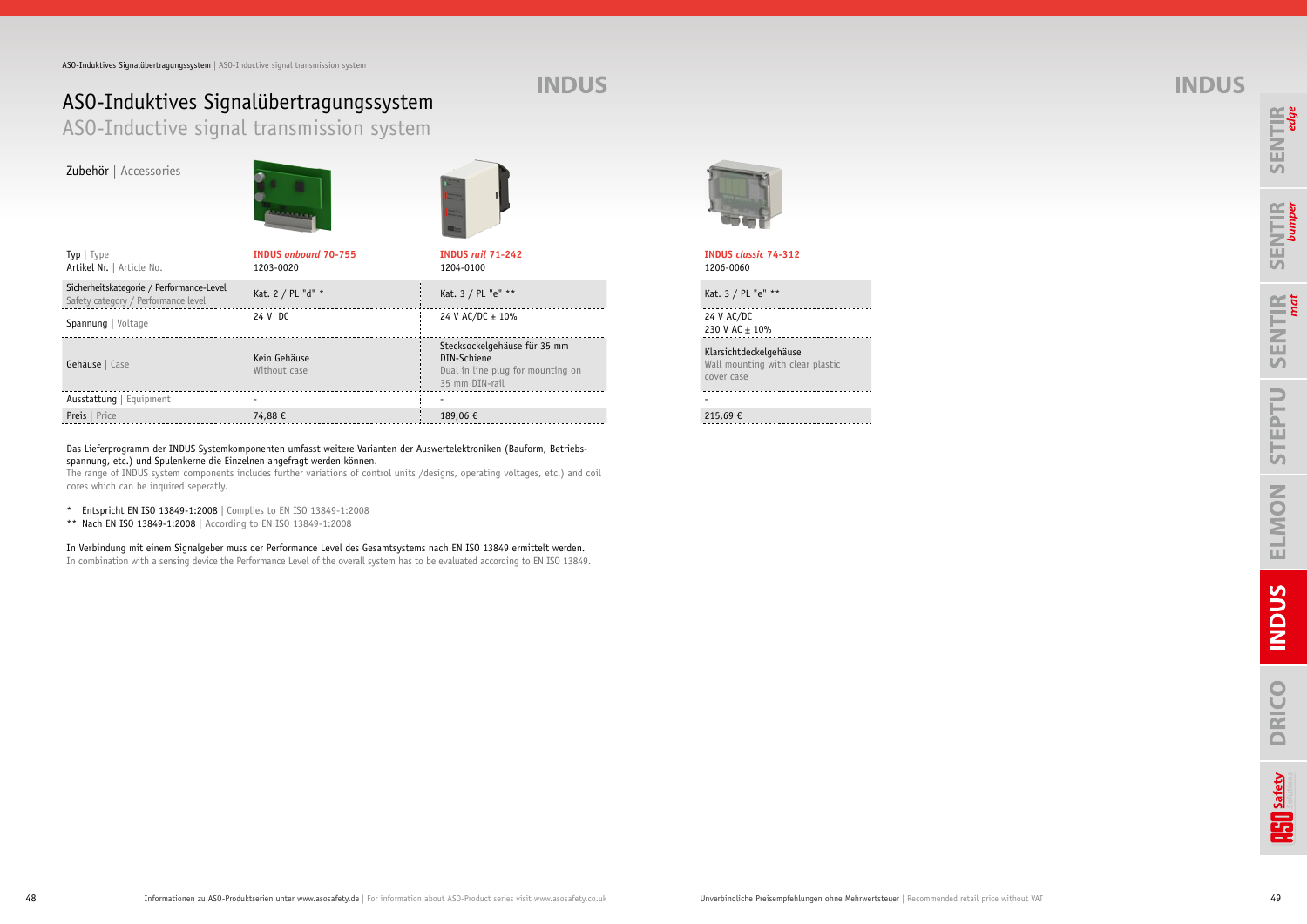# ASO-Induktives Signalübertragungssystem

## ASO-Inductive signal transmission system

### Zubehör | Accessories

| Typ \| Type | INDUS *onboard* 70-755 | INDUS *rail* 71-242 | INDUS *classic* 74-312 |
|---|---|---|---|
| Artikel Nr. \| Article No. | 1203-0020 | 1204-0100 | 1206-0060 |
| Sicherheitskategorie / Performance-Level<br>Safety category / Performance level | Kat. 2 / PL "d" * | Kat. 3 / PL "e" ** | Kat. 3 / PL "e" ** |
| Spannung \| Voltage | 24 V DC | 24 V AC/DC ± 10% | 24 V AC/DC<br>230 V AC ± 10% |
| Gehäuse \| Case | Kein Gehäuse<br>Without case | Stecksockelgehäuse für 35 mm DIN-Schiene<br>Dual in line plug for mounting on 35 mm DIN-rail | Klarsichtdeckelgehäuse<br>Wall mounting with clear plastic cover case |
| Ausstattung \| Equipment | - | - | - |
| Preis \| Price | 74,88 € | 189,06 € | 215,69 € |

Das Lieferprogramm der INDUS Systemkomponenten umfasst weitere Varianten der Auswertelektroniken (Bauform, Betriebsspannung, etc.) und Spulenkerne die Einzelnen angefragt werden können.
The range of INDUS system components includes further variations of control units /designs, operating voltages, etc.) and coil cores which can be inquired seperatly.

\* Entspricht EN ISO 13849-1:2008 | Complies to EN ISO 13849-1:2008
\*\* Nach EN ISO 13849-1:2008 | According to EN ISO 13849-1:2008

In Verbindung mit einem Signalgeber muss der Performance Level des Gesamtsystems nach EN ISO 13849 ermittelt werden.
In combination with a sensing device the Performance Level of the overall system has to be evaluated according to EN ISO 13849.

Informationen zu ASO-Produktserien unter www.asosafety.de | For information about ASO-Product series visit www.asosafety.co.uk

Unverbindliche Preisempfehlungen ohne Mehrwertsteuer | Recommended retail price without VAT